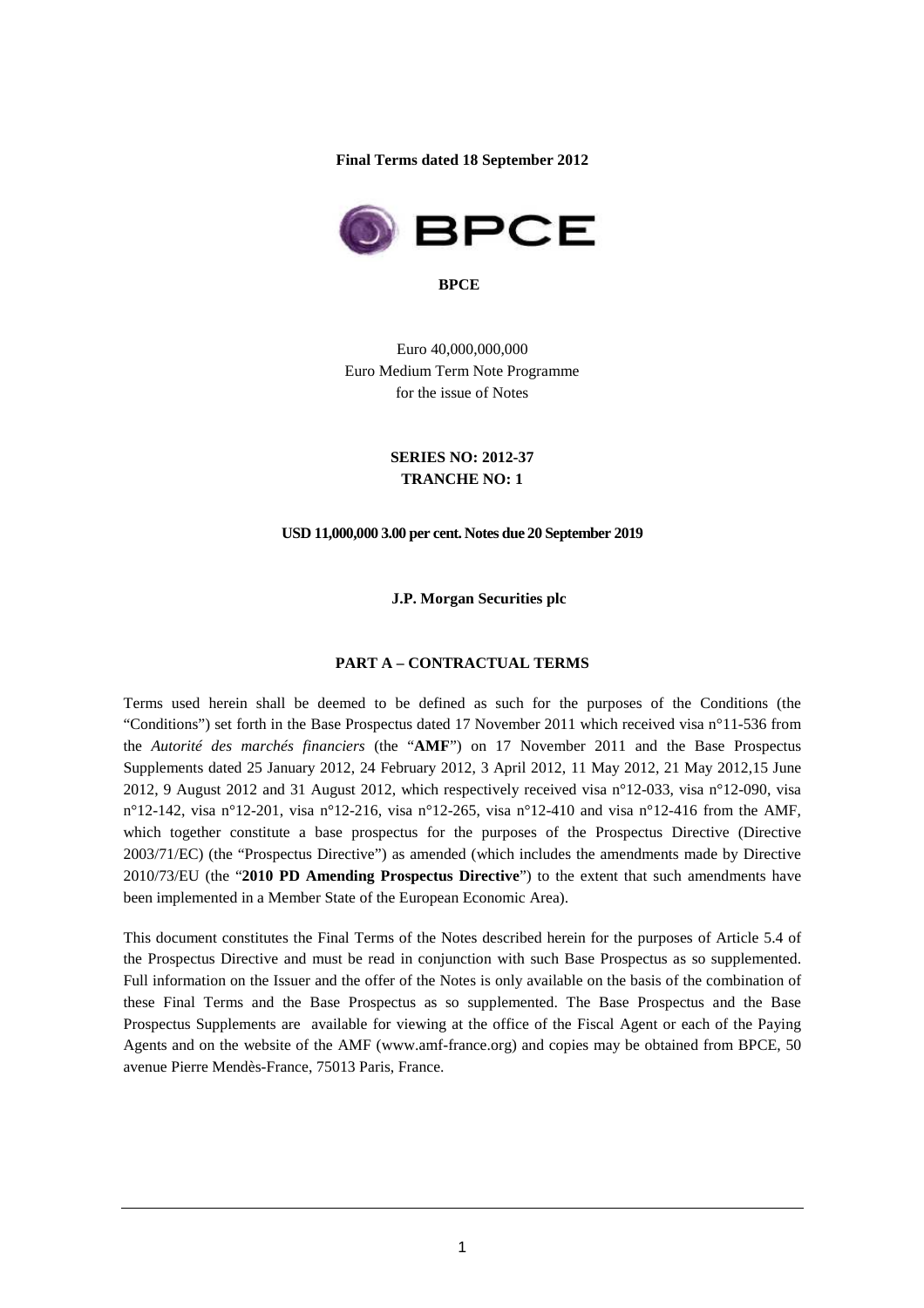**Final Terms dated 18 September 2012**

**BPCE**

Euro 40,000,000,000
Euro Medium Term Note Programme
for the issue of Notes

**SERIES NO: 2012-37**
**TRANCHE NO: 1**

**USD 11,000,000 3.00 per cent. Notes due 20 September 2019**

**J.P. Morgan Securities plc**

## PART A – CONTRACTUAL TERMS

Terms used herein shall be deemed to be defined as such for the purposes of the Conditions (the "Conditions") set forth in the Base Prospectus dated 17 November 2011 which received visa n°11-536 from the *Autorité des marchés financiers* (the "**AMF**") on 17 November 2011 and the Base Prospectus Supplements dated 25 January 2012, 24 February 2012, 3 April 2012, 11 May 2012, 21 May 2012,15 June 2012, 9 August 2012 and 31 August 2012, which respectively received visa n°12-033, visa n°12-090, visa n°12-142, visa n°12-201, visa n°12-216, visa n°12-265, visa n°12-410 and visa n°12-416 from the AMF, which together constitute a base prospectus for the purposes of the Prospectus Directive (Directive 2003/71/EC) (the "Prospectus Directive") as amended (which includes the amendments made by Directive 2010/73/EU (the "**2010 PD Amending Prospectus Directive**") to the extent that such amendments have been implemented in a Member State of the European Economic Area).

This document constitutes the Final Terms of the Notes described herein for the purposes of Article 5.4 of the Prospectus Directive and must be read in conjunction with such Base Prospectus as so supplemented. Full information on the Issuer and the offer of the Notes is only available on the basis of the combination of these Final Terms and the Base Prospectus as so supplemented. The Base Prospectus and the Base Prospectus Supplements are available for viewing at the office of the Fiscal Agent or each of the Paying Agents and on the website of the AMF (www.amf-france.org) and copies may be obtained from BPCE, 50 avenue Pierre Mendès-France, 75013 Paris, France.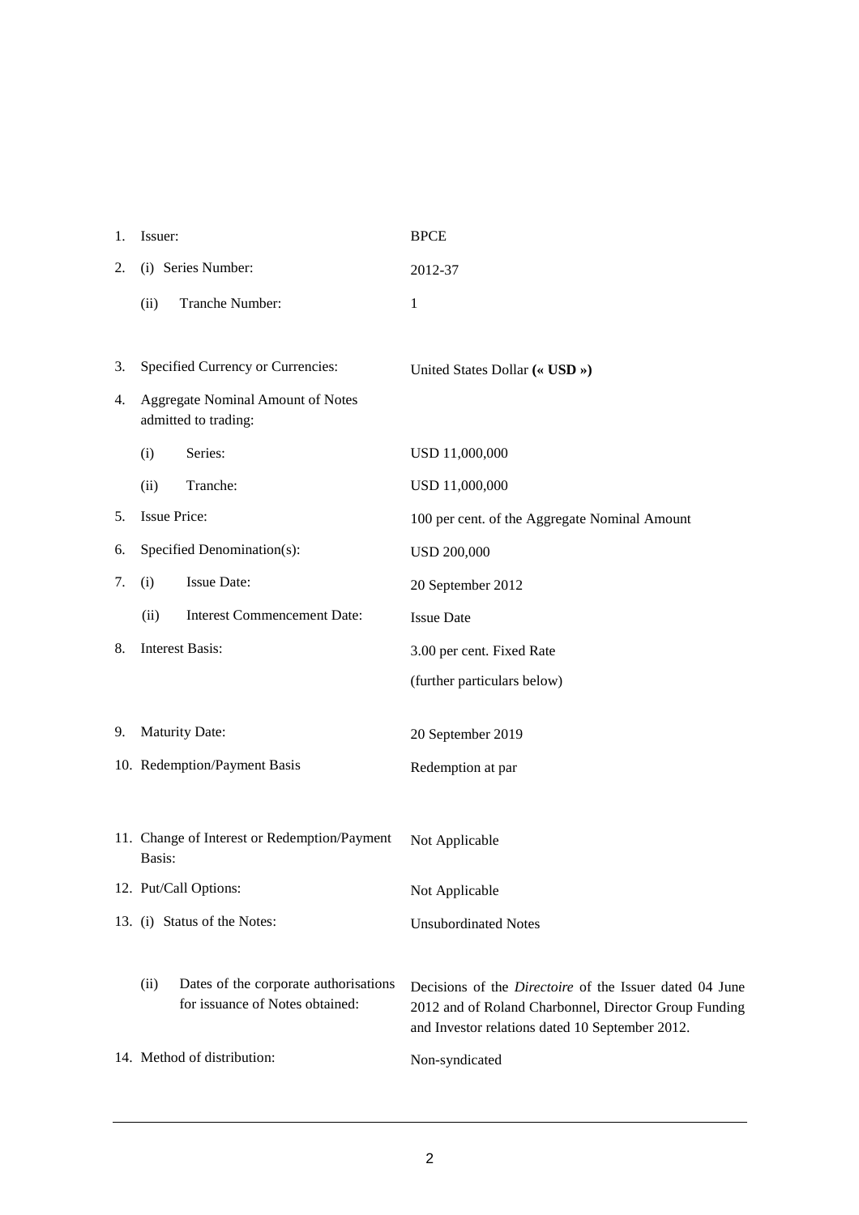| | | |
|---|---|---|
| 1. | Issuer: | BPCE |
| 2. | (i) Series Number: | 2012-37 |
| | (ii) Tranche Number: | 1 |
| 3. | Specified Currency or Currencies: | United States Dollar **(« USD »)** |
| 4. | Aggregate Nominal Amount of Notes admitted to trading: | |
| | (i) Series: | USD 11,000,000 |
| | (ii) Tranche: | USD 11,000,000 |
| 5. | Issue Price: | 100 per cent. of the Aggregate Nominal Amount |
| 6. | Specified Denomination(s): | USD 200,000 |
| 7. | (i) Issue Date: | 20 September 2012 |
| | (ii) Interest Commencement Date: | Issue Date |
| 8. | Interest Basis: | 3.00 per cent. Fixed Rate<br>(further particulars below) |
| 9. | Maturity Date: | 20 September 2019 |
| 10. | Redemption/Payment Basis | Redemption at par |
| 11. | Change of Interest or Redemption/Payment Basis: | Not Applicable |
| 12. | Put/Call Options: | Not Applicable |
| 13. | (i) Status of the Notes: | Unsubordinated Notes |
| | (ii) Dates of the corporate authorisations for issuance of Notes obtained: | Decisions of the *Directoire* of the Issuer dated 04 June 2012 and of Roland Charbonnel, Director Group Funding and Investor relations dated 10 September 2012. |
| 14. | Method of distribution: | Non-syndicated |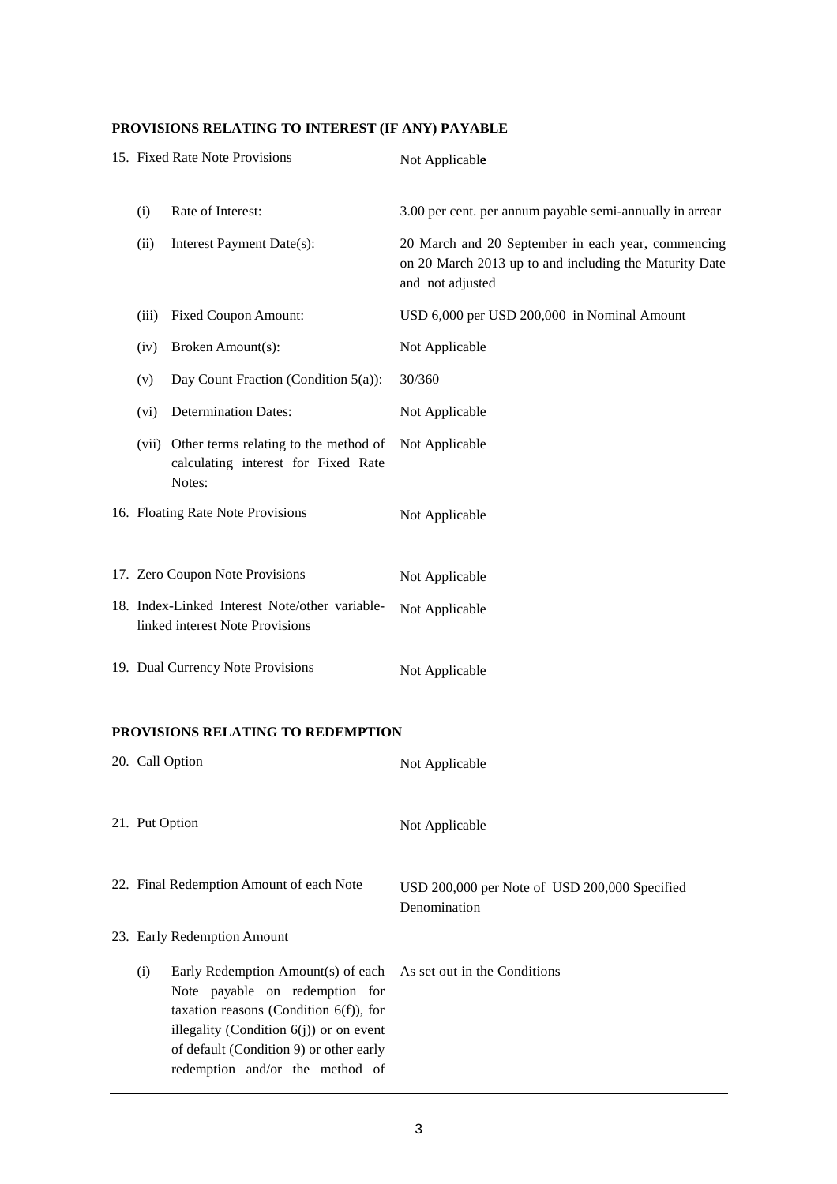**PROVISIONS RELATING TO INTEREST (IF ANY) PAYABLE**

| | | |
|---|---|---|
| 15. | Fixed Rate Note Provisions | Not Applicab**le** |
| | (i) Rate of Interest: | 3.00 per cent. per annum payable semi-annually in arrear |
| | (ii) Interest Payment Date(s): | 20 March and 20 September in each year, commencing on 20 March 2013 up to and including the Maturity Date and not adjusted |
| | (iii) Fixed Coupon Amount: | USD 6,000 per USD 200,000 in Nominal Amount |
| | (iv) Broken Amount(s): | Not Applicable |
| | (v) Day Count Fraction (Condition 5(a)): | 30/360 |
| | (vi) Determination Dates: | Not Applicable |
| | (vii) Other terms relating to the method of calculating interest for Fixed Rate Notes: | Not Applicable |
| 16. | Floating Rate Note Provisions | Not Applicable |
| 17. | Zero Coupon Note Provisions | Not Applicable |
| 18. | Index-Linked Interest Note/other variable-linked interest Note Provisions | Not Applicable |
| 19. | Dual Currency Note Provisions | Not Applicable |

**PROVISIONS RELATING TO REDEMPTION**

| | | |
|---|---|---|
| 20. | Call Option | Not Applicable |
| 21. | Put Option | Not Applicable |
| 22. | Final Redemption Amount of each Note | USD 200,000 per Note of USD 200,000 Specified Denomination |
| 23. | Early Redemption Amount | |
| | (i) Early Redemption Amount(s) of each Note payable on redemption for taxation reasons (Condition 6(f)), for illegality (Condition 6(j)) or on event of default (Condition 9) or other early redemption and/or the method of | As set out in the Conditions |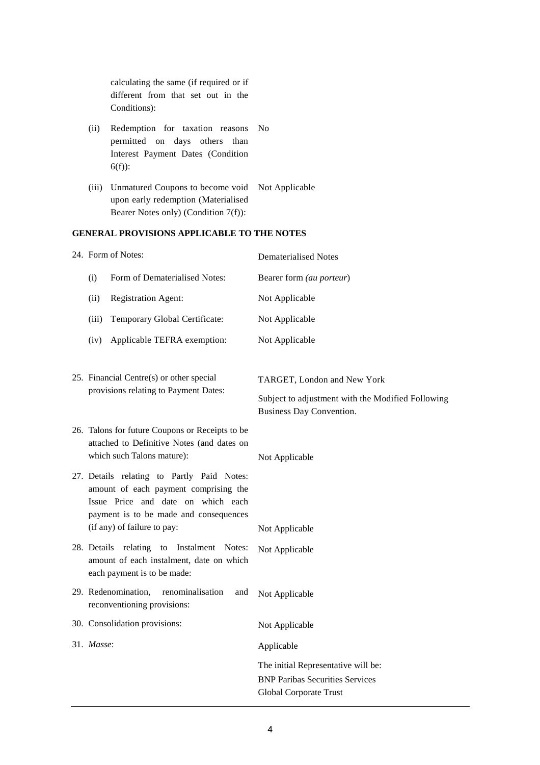| | |
|---|---|
| calculating the same (if required or if different from that set out in the Conditions): | |
| (ii) Redemption for taxation reasons permitted on days others than Interest Payment Dates (Condition 6(f)): | No |
| (iii) Unmatured Coupons to become void upon early redemption (Materialised Bearer Notes only) (Condition 7(f)): | Not Applicable |

## GENERAL PROVISIONS APPLICABLE TO THE NOTES

| | |
|---|---|
| 24. Form of Notes: | Dematerialised Notes |
| (i) Form of Dematerialised Notes: | Bearer form *(au porteur)* |
| (ii) Registration Agent: | Not Applicable |
| (iii) Temporary Global Certificate: | Not Applicable |
| (iv) Applicable TEFRA exemption: | Not Applicable |
| 25. Financial Centre(s) or other special provisions relating to Payment Dates: | TARGET, London and New York<br>Subject to adjustment with the Modified Following Business Day Convention. |
| 26. Talons for future Coupons or Receipts to be attached to Definitive Notes (and dates on which such Talons mature): | Not Applicable |
| 27. Details relating to Partly Paid Notes: amount of each payment comprising the Issue Price and date on which each payment is to be made and consequences (if any) of failure to pay: | Not Applicable |
| 28. Details relating to Instalment Notes: amount of each instalment, date on which each payment is to be made: | Not Applicable |
| 29. Redenomination, renominalisation and reconventioning provisions: | Not Applicable |
| 30. Consolidation provisions: | Not Applicable |
| 31. *Masse*: | Applicable<br>The initial Representative will be:<br>BNP Paribas Securities Services<br>Global Corporate Trust |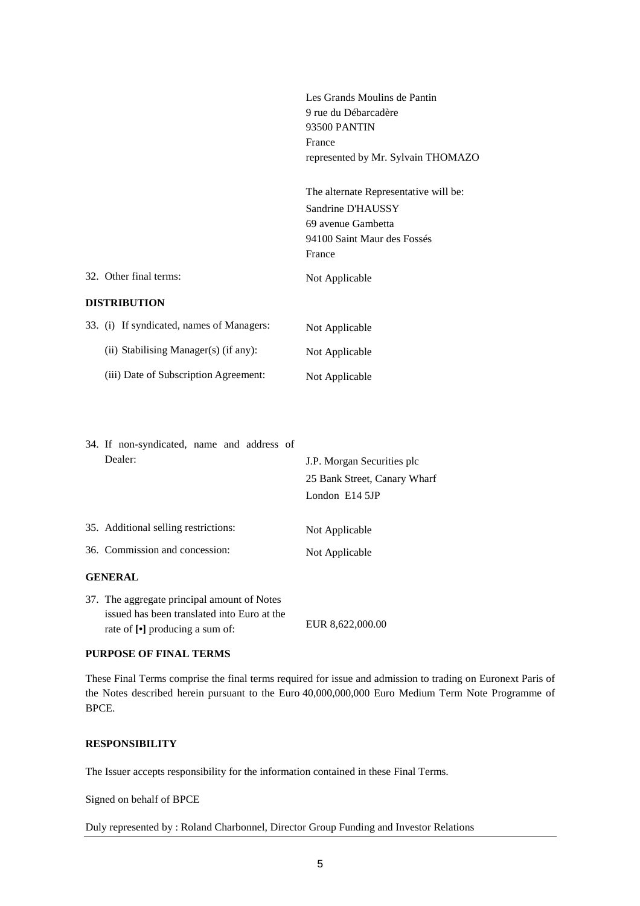| | |
|---|---|
| | Les Grands Moulins de Pantin<br>9 rue du Débarcadère<br>93500 PANTIN<br>France<br>represented by Mr. Sylvain THOMAZO |
| | The alternate Representative will be:<br>Sandrine D'HAUSSY<br>69 avenue Gambetta<br>94100 Saint Maur des Fossés<br>France |
| 32. Other final terms: | Not Applicable |

**DISTRIBUTION**

| | |
|---|---|
| 33. (i) If syndicated, names of Managers: | Not Applicable |
| (ii) Stabilising Manager(s) (if any): | Not Applicable |
| (iii) Date of Subscription Agreement: | Not Applicable |
| 34. If non-syndicated, name and address of Dealer: | J.P. Morgan Securities plc<br>25 Bank Street, Canary Wharf<br>London E14 5JP |
| 35. Additional selling restrictions: | Not Applicable |
| 36. Commission and concession: | Not Applicable |

**GENERAL**

| | |
|---|---|
| 37. The aggregate principal amount of Notes issued has been translated into Euro at the rate of **[•]** producing a sum of: | EUR 8,622,000.00 |

**PURPOSE OF FINAL TERMS**

These Final Terms comprise the final terms required for issue and admission to trading on Euronext Paris of the Notes described herein pursuant to the Euro 40,000,000,000 Euro Medium Term Note Programme of BPCE.

**RESPONSIBILITY**

The Issuer accepts responsibility for the information contained in these Final Terms.

Signed on behalf of BPCE

Duly represented by : Roland Charbonnel, Director Group Funding and Investor Relations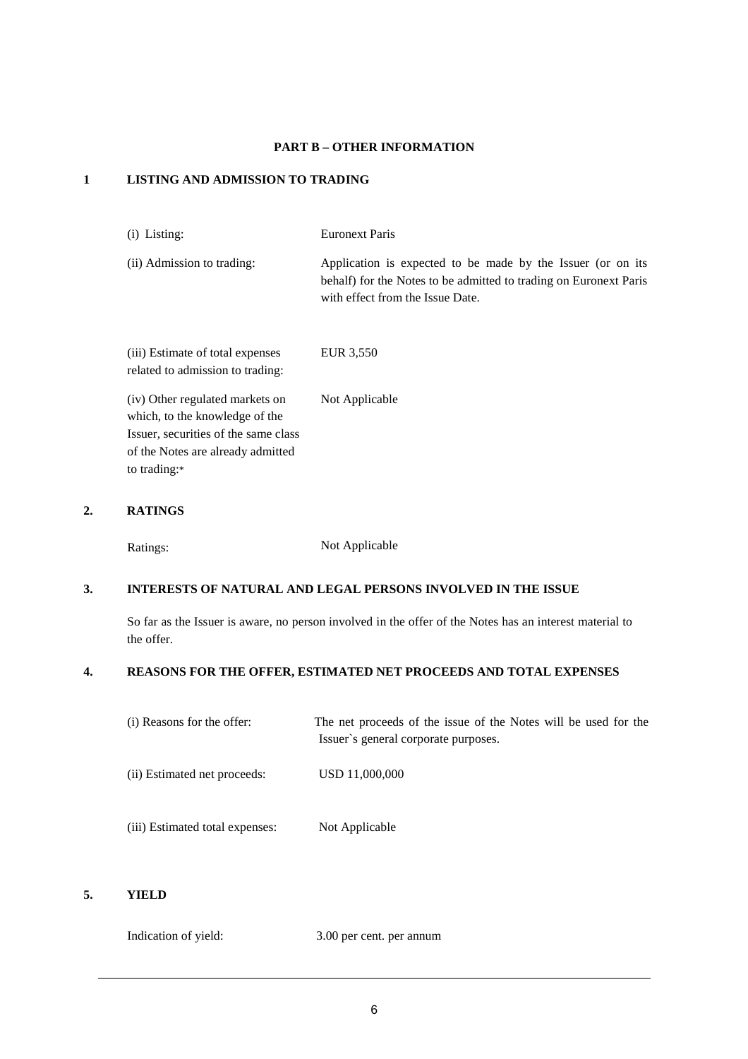## PART B – OTHER INFORMATION

### 1 LISTING AND ADMISSION TO TRADING

| | |
|---|---|
| (i) Listing: | Euronext Paris |
| (ii) Admission to trading: | Application is expected to be made by the Issuer (or on its behalf) for the Notes to be admitted to trading on Euronext Paris with effect from the Issue Date. |
| (iii) Estimate of total expenses related to admission to trading: | EUR 3,550 |
| (iv) Other regulated markets on which, to the knowledge of the Issuer, securities of the same class of the Notes are already admitted to trading:* | Not Applicable |

### 2. RATINGS

| | |
|---|---|
| Ratings: | Not Applicable |

### 3. INTERESTS OF NATURAL AND LEGAL PERSONS INVOLVED IN THE ISSUE

So far as the Issuer is aware, no person involved in the offer of the Notes has an interest material to the offer.

### 4. REASONS FOR THE OFFER, ESTIMATED NET PROCEEDS AND TOTAL EXPENSES

| | |
|---|---|
| (i) Reasons for the offer: | The net proceeds of the issue of the Notes will be used for the Issuer`s general corporate purposes. |
| (ii) Estimated net proceeds: | USD 11,000,000 |
| (iii) Estimated total expenses: | Not Applicable |

### 5. YIELD

| | |
|---|---|
| Indication of yield: | 3.00 per cent. per annum |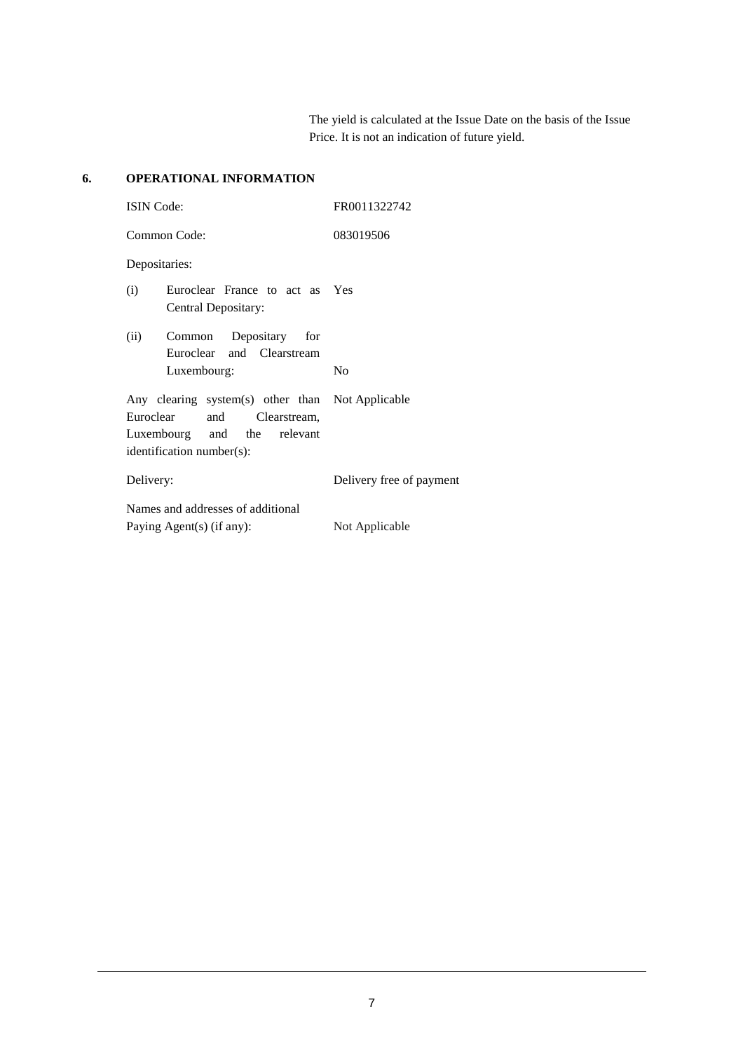The yield is calculated at the Issue Date on the basis of the Issue Price. It is not an indication of future yield.

## 6. OPERATIONAL INFORMATION

| | |
|---|---|
| ISIN Code: | FR0011322742 |
| Common Code: | 083019506 |
| Depositaries: | |
| (i) Euroclear France to act as Central Depositary: | Yes |
| (ii) Common Depositary for Euroclear and Clearstream Luxembourg: | No |
| Any clearing system(s) other than Euroclear and Clearstream, Luxembourg and the relevant identification number(s): | Not Applicable |
| Delivery: | Delivery free of payment |
| Names and addresses of additional Paying Agent(s) (if any): | Not Applicable |